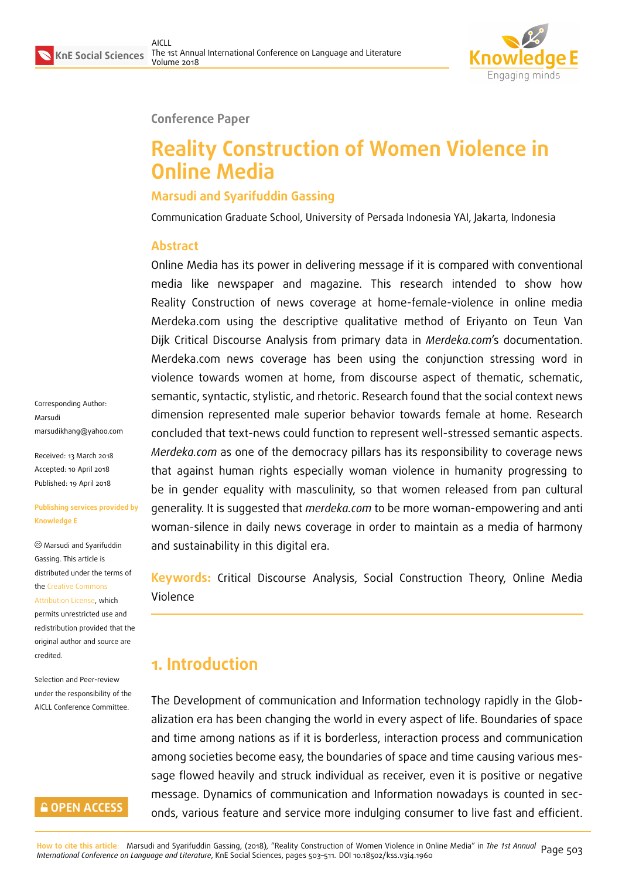Conference Paper

# Reality Construction of Women Violence in Online Media

**Marsudi and Syarifuddin Gassing**

Communication Graduate School, University of Persada Indonesia YAI, Jakarta, Indonesia

Corresponding Author: Marsudi marsudikhang@yahoo.com

Received: 13 March 2018
Accepted: 10 April 2018
Published: 19 April 2018

**Publishing services provided by Knowledge E**

© Marsudi and Syarifuddin Gassing. This article is distributed under the terms of the Creative Commons Attribution License, which permits unrestricted use and redistribution provided that the original author and source are credited.

Selection and Peer-review under the responsibility of the AICLL Conference Committee.

## Abstract

Online Media has its power in delivering message if it is compared with conventional media like newspaper and magazine. This research intended to show how Reality Construction of news coverage at home-female-violence in online media Merdeka.com using the descriptive qualitative method of Eriyanto on Teun Van Dijk Critical Discourse Analysis from primary data in *Merdeka.com*'s documentation. Merdeka.com news coverage has been using the conjunction stressing word in violence towards women at home, from discourse aspect of thematic, schematic, semantic, syntactic, stylistic, and rhetoric. Research found that the social context news dimension represented male superior behavior towards female at home. Research concluded that text-news could function to represent well-stressed semantic aspects. *Merdeka.com* as one of the democracy pillars has its responsibility to coverage news that against human rights especially woman violence in humanity progressing to be in gender equality with masculinity, so that women released from pan cultural generality. It is suggested that *merdeka.com* to be more woman-empowering and anti woman-silence in daily news coverage in order to maintain as a media of harmony and sustainability in this digital era.

**Keywords:** Critical Discourse Analysis, Social Construction Theory, Online Media Violence

## 1. Introduction

The Development of communication and Information technology rapidly in the Globalization era has been changing the world in every aspect of life. Boundaries of space and time among nations as if it is borderless, interaction process and communication among societies become easy, the boundaries of space and time causing various message flowed heavily and struck individual as receiver, even it is positive or negative message. Dynamics of communication and Information nowadays is counted in seconds, various feature and service more indulging consumer to live fast and efficient.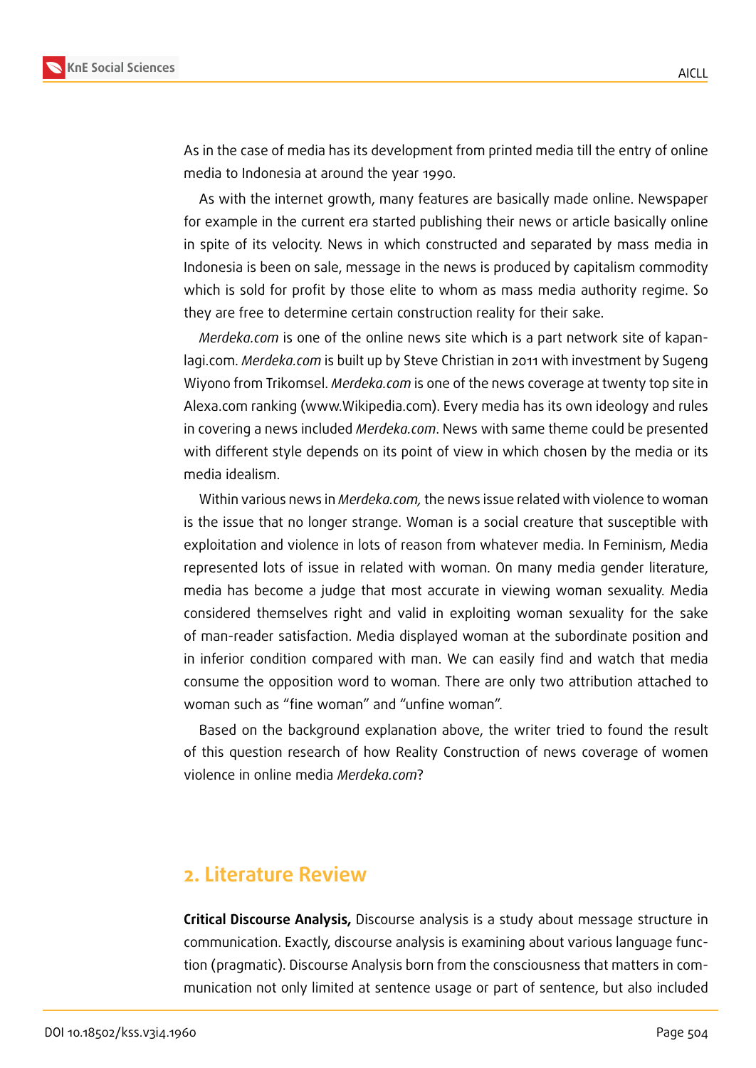As in the case of media has its development from printed media till the entry of online media to Indonesia at around the year 1990.

As with the internet growth, many features are basically made online. Newspaper for example in the current era started publishing their news or article basically online in spite of its velocity. News in which constructed and separated by mass media in Indonesia is been on sale, message in the news is produced by capitalism commodity which is sold for profit by those elite to whom as mass media authority regime. So they are free to determine certain construction reality for their sake.

*Merdeka.com* is one of the online news site which is a part network site of kapanlagi.com. *Merdeka.com* is built up by Steve Christian in 2011 with investment by Sugeng Wiyono from Trikomsel. *Merdeka.com* is one of the news coverage at twenty top site in Alexa.com ranking (www.Wikipedia.com). Every media has its own ideology and rules in covering a news included *Merdeka.com*. News with same theme could be presented with different style depends on its point of view in which chosen by the media or its media idealism.

Within various news in *Merdeka.com,* the news issue related with violence to woman is the issue that no longer strange. Woman is a social creature that susceptible with exploitation and violence in lots of reason from whatever media. In Feminism, Media represented lots of issue in related with woman. On many media gender literature, media has become a judge that most accurate in viewing woman sexuality. Media considered themselves right and valid in exploiting woman sexuality for the sake of man-reader satisfaction. Media displayed woman at the subordinate position and in inferior condition compared with man. We can easily find and watch that media consume the opposition word to woman. There are only two attribution attached to woman such as "fine woman" and "unfine woman".

Based on the background explanation above, the writer tried to found the result of this question research of how Reality Construction of news coverage of women violence in online media *Merdeka.com*?

## 2. Literature Review

**Critical Discourse Analysis,** Discourse analysis is a study about message structure in communication. Exactly, discourse analysis is examining about various language function (pragmatic). Discourse Analysis born from the consciousness that matters in communication not only limited at sentence usage or part of sentence, but also included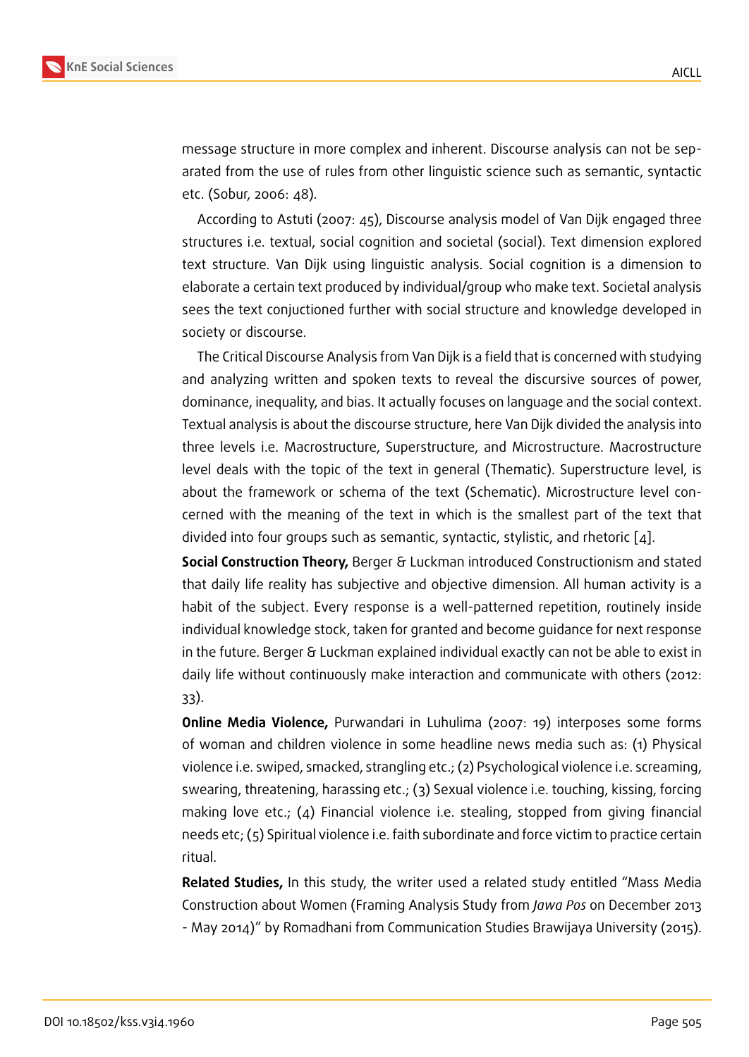message structure in more complex and inherent. Discourse analysis can not be separated from the use of rules from other linguistic science such as semantic, syntactic etc. (Sobur, 2006: 48).

According to Astuti (2007: 45), Discourse analysis model of Van Dijk engaged three structures i.e. textual, social cognition and societal (social). Text dimension explored text structure. Van Dijk using linguistic analysis. Social cognition is a dimension to elaborate a certain text produced by individual/group who make text. Societal analysis sees the text conjuctioned further with social structure and knowledge developed in society or discourse.

The Critical Discourse Analysis from Van Dijk is a field that is concerned with studying and analyzing written and spoken texts to reveal the discursive sources of power, dominance, inequality, and bias. It actually focuses on language and the social context. Textual analysis is about the discourse structure, here Van Dijk divided the analysis into three levels i.e. Macrostructure, Superstructure, and Microstructure. Macrostructure level deals with the topic of the text in general (Thematic). Superstructure level, is about the framework or schema of the text (Schematic). Microstructure level concerned with the meaning of the text in which is the smallest part of the text that divided into four groups such as semantic, syntactic, stylistic, and rhetoric [4].

**Social Construction Theory,** Berger & Luckman introduced Constructionism and stated that daily life reality has subjective and objective dimension. All human activity is a habit of the subject. Every response is a well-patterned repetition, routinely inside individual knowledge stock, taken for granted and become guidance for next response in the future. Berger & Luckman explained individual exactly can not be able to exist in daily life without continuously make interaction and communicate with others (2012: 33).

**Online Media Violence,** Purwandari in Luhulima (2007: 19) interposes some forms of woman and children violence in some headline news media such as: (1) Physical violence i.e. swiped, smacked, strangling etc.; (2) Psychological violence i.e. screaming, swearing, threatening, harassing etc.; (3) Sexual violence i.e. touching, kissing, forcing making love etc.; (4) Financial violence i.e. stealing, stopped from giving financial needs etc; (5) Spiritual violence i.e. faith subordinate and force victim to practice certain ritual.

**Related Studies,** In this study, the writer used a related study entitled "Mass Media Construction about Women (Framing Analysis Study from *Jawa Pos* on December 2013 - May 2014)" by Romadhani from Communication Studies Brawijaya University (2015).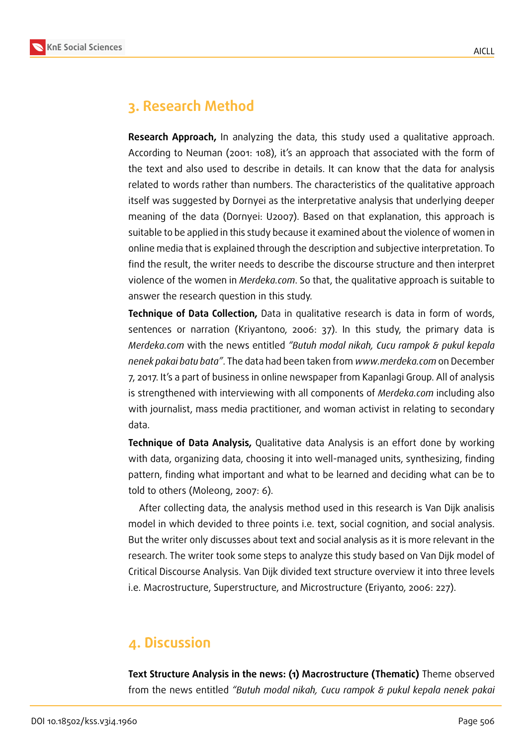## 3. Research Method

**Research Approach,** In analyzing the data, this study used a qualitative approach. According to Neuman (2001: 108), it's an approach that associated with the form of the text and also used to describe in details. It can know that the data for analysis related to words rather than numbers. The characteristics of the qualitative approach itself was suggested by Dornyei as the interpretative analysis that underlying deeper meaning of the data (Dornyei: U2007). Based on that explanation, this approach is suitable to be applied in this study because it examined about the violence of women in online media that is explained through the description and subjective interpretation. To find the result, the writer needs to describe the discourse structure and then interpret violence of the women in *Merdeka.com*. So that, the qualitative approach is suitable to answer the research question in this study.

**Technique of Data Collection,** Data in qualitative research is data in form of words, sentences or narration (Kriyantono, 2006: 37). In this study, the primary data is *Merdeka.com* with the news entitled *"Butuh modal nikah, Cucu rampok & pukul kepala nenek pakai batu bata"*. The data had been taken from *www.merdeka.com* on December 7, 2017. It's a part of business in online newspaper from Kapanlagi Group. All of analysis is strengthened with interviewing with all components of *Merdeka.com* including also with journalist, mass media practitioner, and woman activist in relating to secondary data.

**Technique of Data Analysis,** Qualitative data Analysis is an effort done by working with data, organizing data, choosing it into well-managed units, synthesizing, finding pattern, finding what important and what to be learned and deciding what can be to told to others (Moleong, 2007: 6).

After collecting data, the analysis method used in this research is Van Dijk analisis model in which devided to three points i.e. text, social cognition, and social analysis. But the writer only discusses about text and social analysis as it is more relevant in the research. The writer took some steps to analyze this study based on Van Dijk model of Critical Discourse Analysis. Van Dijk divided text structure overview it into three levels i.e. Macrostructure, Superstructure, and Microstructure (Eriyanto, 2006: 227).

## 4. Discussion

**Text Structure Analysis in the news: (1) Macrostructure (Thematic)** Theme observed from the news entitled *"Butuh modal nikah, Cucu rampok & pukul kepala nenek pakai*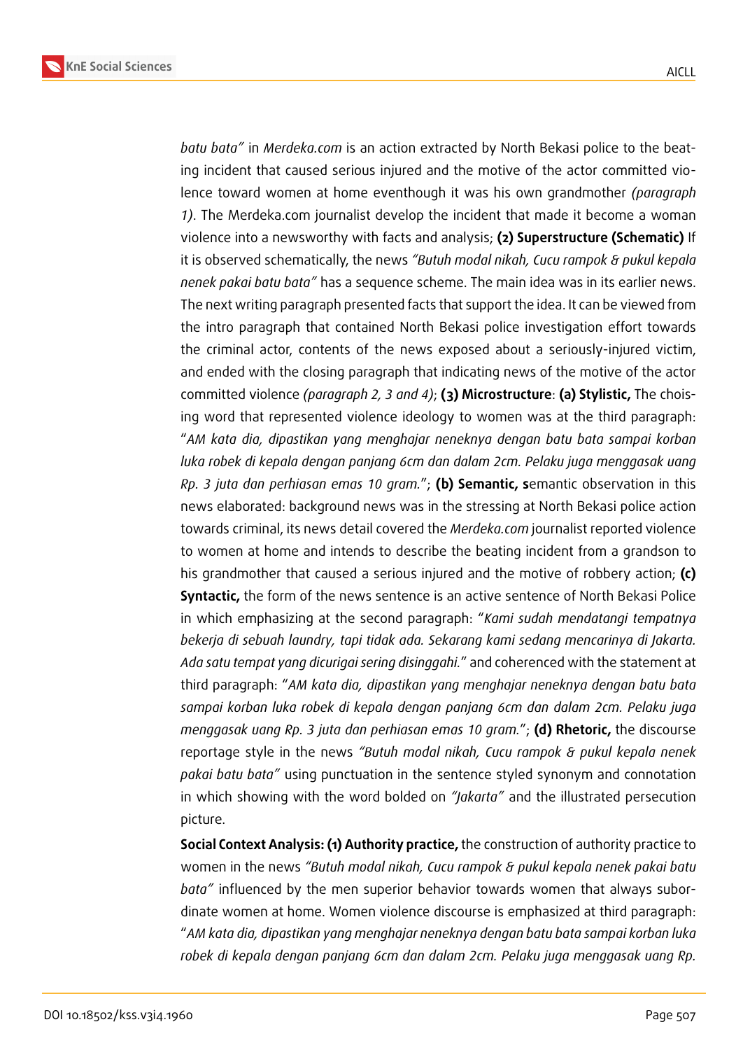*batu bata"* in *Merdeka.com* is an action extracted by North Bekasi police to the beating incident that caused serious injured and the motive of the actor committed violence toward women at home eventhough it was his own grandmother *(paragraph 1)*. The Merdeka.com journalist develop the incident that made it become a woman violence into a newsworthy with facts and analysis; **(2) Superstructure (Schematic)** If it is observed schematically, the news *"Butuh modal nikah, Cucu rampok & pukul kepala nenek pakai batu bata"* has a sequence scheme. The main idea was in its earlier news. The next writing paragraph presented facts that support the idea. It can be viewed from the intro paragraph that contained North Bekasi police investigation effort towards the criminal actor, contents of the news exposed about a seriously-injured victim, and ended with the closing paragraph that indicating news of the motive of the actor committed violence *(paragraph 2, 3 and 4)*; **(3) Microstructure**: **(a) Stylistic,** The choising word that represented violence ideology to women was at the third paragraph: "*AM kata dia, dipastikan yang menghajar neneknya dengan batu bata sampai korban luka robek di kepala dengan panjang 6cm dan dalam 2cm. Pelaku juga menggasak uang Rp. 3 juta dan perhiasan emas 10 gram.*"; **(b) Semantic, s**emantic observation in this news elaborated: background news was in the stressing at North Bekasi police action towards criminal, its news detail covered the *Merdeka.com* journalist reported violence to women at home and intends to describe the beating incident from a grandson to his grandmother that caused a serious injured and the motive of robbery action; **(c) Syntactic,** the form of the news sentence is an active sentence of North Bekasi Police in which emphasizing at the second paragraph: "*Kami sudah mendatangi tempatnya bekerja di sebuah laundry, tapi tidak ada. Sekarang kami sedang mencarinya di Jakarta. Ada satu tempat yang dicurigai sering disinggahi.*" and coherenced with the statement at third paragraph: "*AM kata dia, dipastikan yang menghajar neneknya dengan batu bata sampai korban luka robek di kepala dengan panjang 6cm dan dalam 2cm. Pelaku juga menggasak uang Rp. 3 juta dan perhiasan emas 10 gram.*"; **(d) Rhetoric,** the discourse reportage style in the news *"Butuh modal nikah, Cucu rampok & pukul kepala nenek pakai batu bata"* using punctuation in the sentence styled synonym and connotation in which showing with the word bolded on *"Jakarta"* and the illustrated persecution picture.

**Social Context Analysis: (1) Authority practice,** the construction of authority practice to women in the news *"Butuh modal nikah, Cucu rampok & pukul kepala nenek pakai batu bata"* influenced by the men superior behavior towards women that always subordinate women at home. Women violence discourse is emphasized at third paragraph: "*AM kata dia, dipastikan yang menghajar neneknya dengan batu bata sampai korban luka robek di kepala dengan panjang 6cm dan dalam 2cm. Pelaku juga menggasak uang Rp.*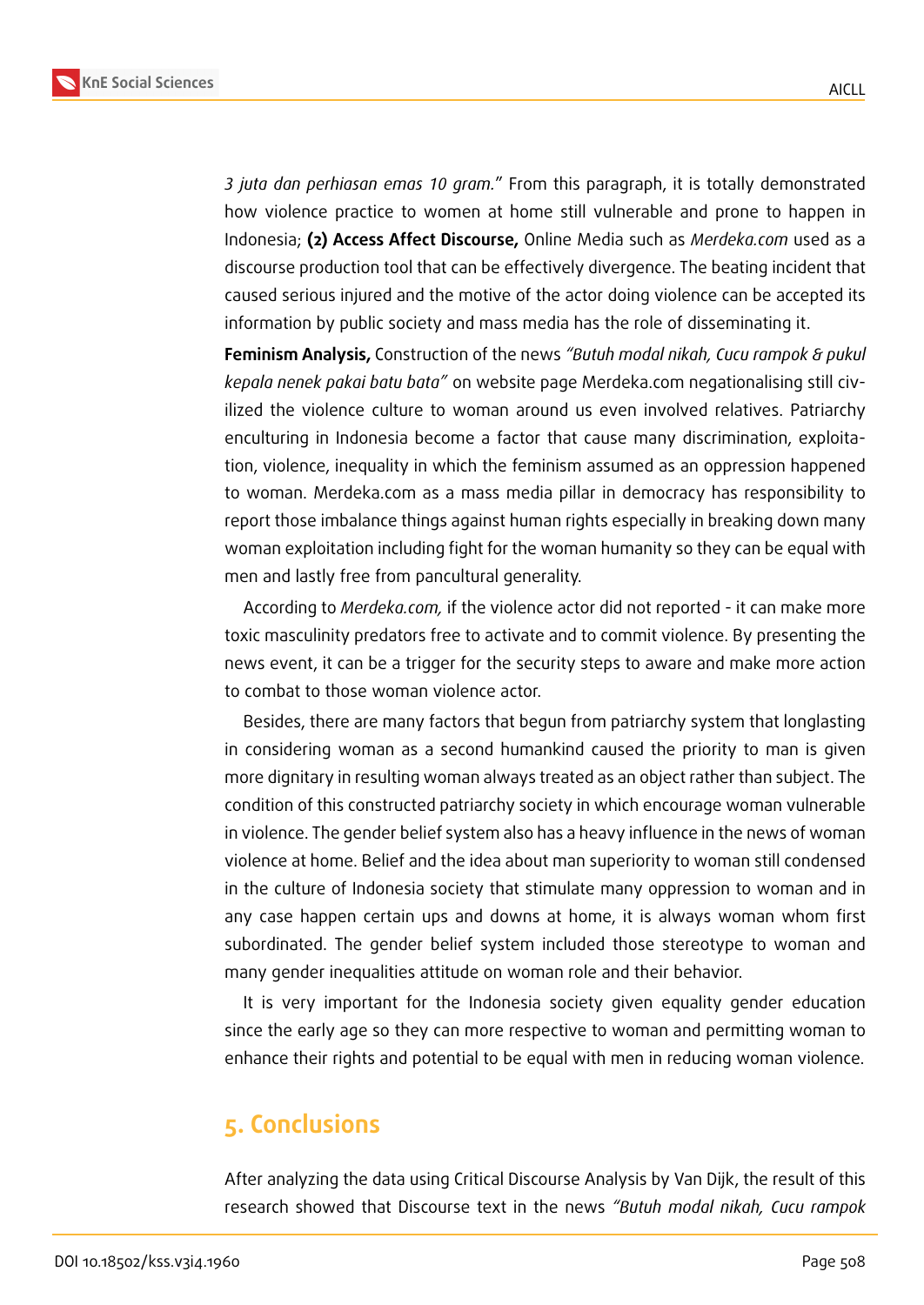*3 juta dan perhiasan emas 10 gram.*" From this paragraph, it is totally demonstrated how violence practice to women at home still vulnerable and prone to happen in Indonesia; **(2) Access Affect Discourse,** Online Media such as *Merdeka.com* used as a discourse production tool that can be effectively divergence. The beating incident that caused serious injured and the motive of the actor doing violence can be accepted its information by public society and mass media has the role of disseminating it.

**Feminism Analysis,** Construction of the news *"Butuh modal nikah, Cucu rampok & pukul kepala nenek pakai batu bata"* on website page Merdeka.com negationalising still civilized the violence culture to woman around us even involved relatives. Patriarchy enculturing in Indonesia become a factor that cause many discrimination, exploitation, violence, inequality in which the feminism assumed as an oppression happened to woman. Merdeka.com as a mass media pillar in democracy has responsibility to report those imbalance things against human rights especially in breaking down many woman exploitation including fight for the woman humanity so they can be equal with men and lastly free from pancultural generality.

According to *Merdeka.com,* if the violence actor did not reported - it can make more toxic masculinity predators free to activate and to commit violence. By presenting the news event, it can be a trigger for the security steps to aware and make more action to combat to those woman violence actor.

Besides, there are many factors that begun from patriarchy system that longlasting in considering woman as a second humankind caused the priority to man is given more dignitary in resulting woman always treated as an object rather than subject. The condition of this constructed patriarchy society in which encourage woman vulnerable in violence. The gender belief system also has a heavy influence in the news of woman violence at home. Belief and the idea about man superiority to woman still condensed in the culture of Indonesia society that stimulate many oppression to woman and in any case happen certain ups and downs at home, it is always woman whom first subordinated. The gender belief system included those stereotype to woman and many gender inequalities attitude on woman role and their behavior.

It is very important for the Indonesia society given equality gender education since the early age so they can more respective to woman and permitting woman to enhance their rights and potential to be equal with men in reducing woman violence.

## 5. Conclusions

After analyzing the data using Critical Discourse Analysis by Van Dijk, the result of this research showed that Discourse text in the news *"Butuh modal nikah, Cucu rampok*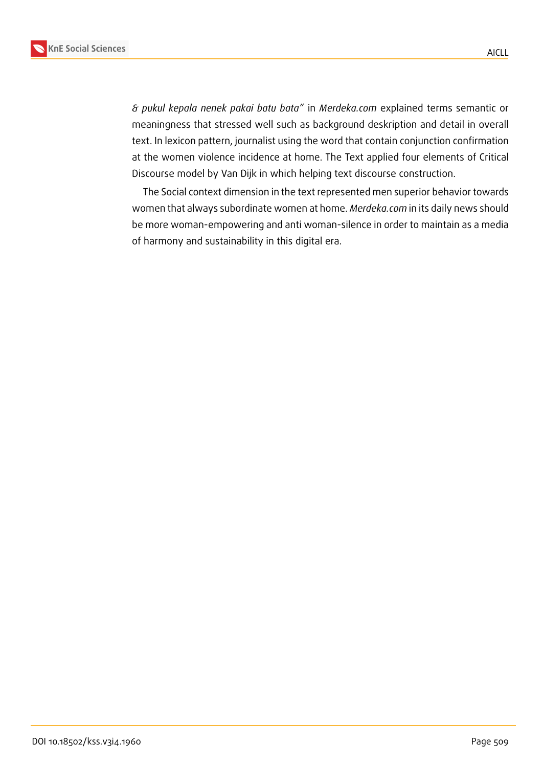*& pukul kepala nenek pakai batu bata"* in *Merdeka.com* explained terms semantic or meaningness that stressed well such as background deskription and detail in overall text. In lexicon pattern, journalist using the word that contain conjunction confirmation at the women violence incidence at home. The Text applied four elements of Critical Discourse model by Van Dijk in which helping text discourse construction.

The Social context dimension in the text represented men superior behavior towards women that always subordinate women at home. *Merdeka.com* in its daily news should be more woman-empowering and anti woman-silence in order to maintain as a media of harmony and sustainability in this digital era.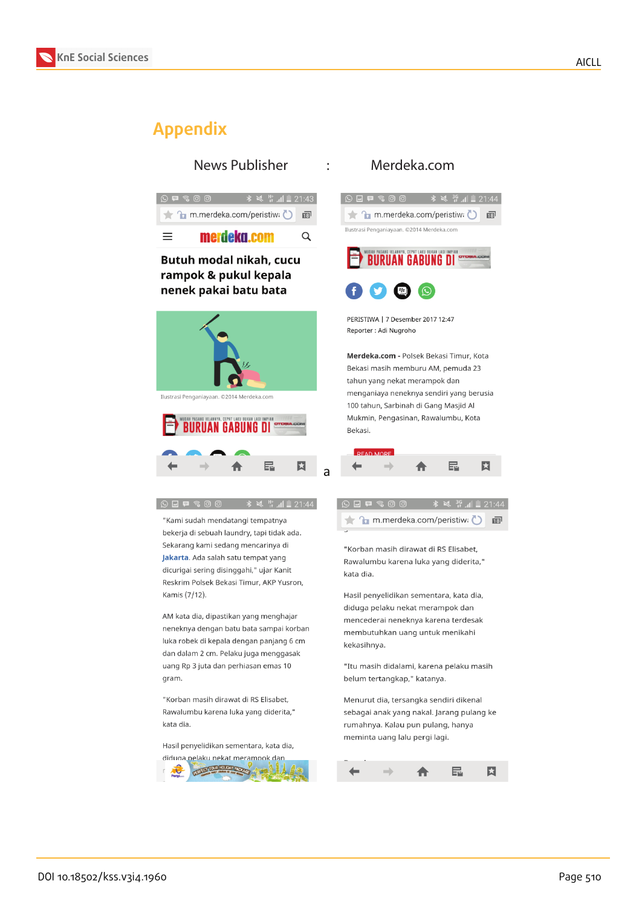# Appendix

News Publisher : Merdeka.com

m.merdeka.com/peristiwa

merdeka.com

**Butuh modal nikah, cucu rampok & pukul kepala nenek pakai batu bata**

Ilustrasi Penganiayaan. ©2014 Merdeka.com

BURUAN GABUNG DI

a

m.merdeka.com/peristiwa

Ilustrasi Penganiayaan. ©2014 Merdeka.com

BURUAN GABUNG DI

PERISTIWA | 7 Desember 2017 12:47

Reporter : Adi Nugroho

**Merdeka.com -** Polsek Bekasi Timur, Kota Bekasi masih memburu AM, pemuda 23 tahun yang nekat merampok dan menganiaya neneknya sendiri yang berusia 100 tahun, Sarbinah di Gang Masjid Al Mukmin, Pengasinan, Rawalumbu, Kota Bekasi.

READ MORE

"Kami sudah mendatangi tempatnya bekerja di sebuah laundry, tapi tidak ada. Sekarang kami sedang mencarinya di **Jakarta**. Ada salah satu tempat yang dicurigai sering disinggahi," ujar Kanit Reskrim Polsek Bekasi Timur, AKP Yusron, Kamis (7/12).

AM kata dia, dipastikan yang menghajar neneknya dengan batu bata sampai korban luka robek di kepala dengan panjang 6 cm dan dalam 2 cm. Pelaku juga menggasak uang Rp 3 juta dan perhiasan emas 10 gram.

"Korban masih dirawat di RS Elisabet, Rawalumbu karena luka yang diderita," kata dia.

Hasil penyelidikan sementara, kata dia, diduga pelaku nekat merampok dan

m.merdeka.com/peristiwa

"Korban masih dirawat di RS Elisabet, Rawalumbu karena luka yang diderita," kata dia.

Hasil penyelidikan sementara, kata dia, diduga pelaku nekat merampok dan mencederai neneknya karena terdesak membutuhkan uang untuk menikahi kekasihnya.

"Itu masih didalami, karena pelaku masih belum tertangkap," katanya.

Menurut dia, tersangka sendiri dikenal sebagai anak yang nakal. Jarang pulang ke rumahnya. Kalau pun pulang, hanya meminta uang lalu pergi lagi.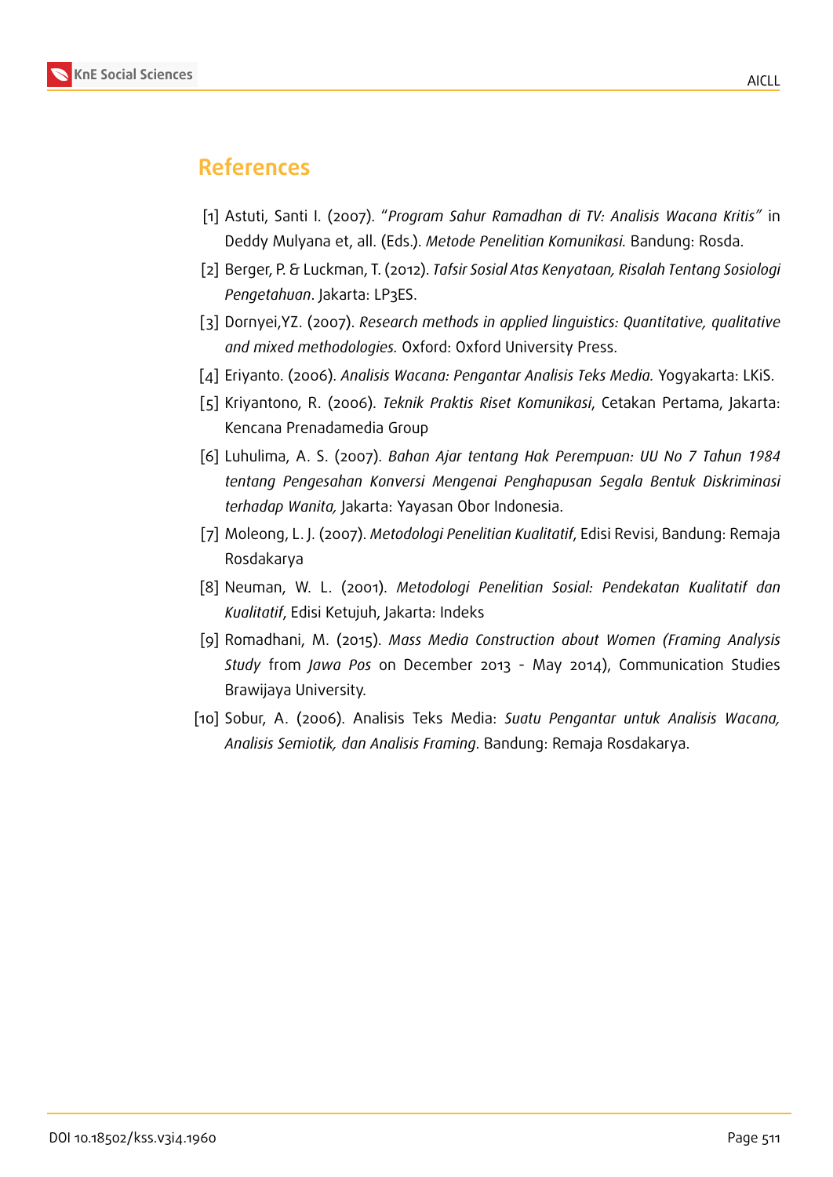## References

[1] Astuti, Santi I. (2007). "*Program Sahur Ramadhan di TV: Analisis Wacana Kritis*" in Deddy Mulyana et, all. (Eds.). *Metode Penelitian Komunikasi.* Bandung: Rosda.

[2] Berger, P. & Luckman, T. (2012). *Tafsir Sosial Atas Kenyataan, Risalah Tentang Sosiologi Pengetahuan*. Jakarta: LP3ES.

[3] Dornyei,YZ. (2007). *Research methods in applied linguistics: Quantitative, qualitative and mixed methodologies.* Oxford: Oxford University Press.

[4] Eriyanto. (2006). *Analisis Wacana: Pengantar Analisis Teks Media.* Yogyakarta: LKiS.

[5] Kriyantono, R. (2006). *Teknik Praktis Riset Komunikasi*, Cetakan Pertama, Jakarta: Kencana Prenadamedia Group

[6] Luhulima, A. S. (2007). *Bahan Ajar tentang Hak Perempuan: UU No 7 Tahun 1984 tentang Pengesahan Konversi Mengenai Penghapusan Segala Bentuk Diskriminasi terhadap Wanita,* Jakarta: Yayasan Obor Indonesia.

[7] Moleong, L. J. (2007). *Metodologi Penelitian Kualitatif*, Edisi Revisi, Bandung: Remaja Rosdakarya

[8] Neuman, W. L. (2001). *Metodologi Penelitian Sosial: Pendekatan Kualitatif dan Kualitatif*, Edisi Ketujuh, Jakarta: Indeks

[9] Romadhani, M. (2015). *Mass Media Construction about Women (Framing Analysis Study* from *Jawa Pos* on December 2013 - May 2014), Communication Studies Brawijaya University.

[10] Sobur, A. (2006). Analisis Teks Media: *Suatu Pengantar untuk Analisis Wacana, Analisis Semiotik, dan Analisis Framing*. Bandung: Remaja Rosdakarya.